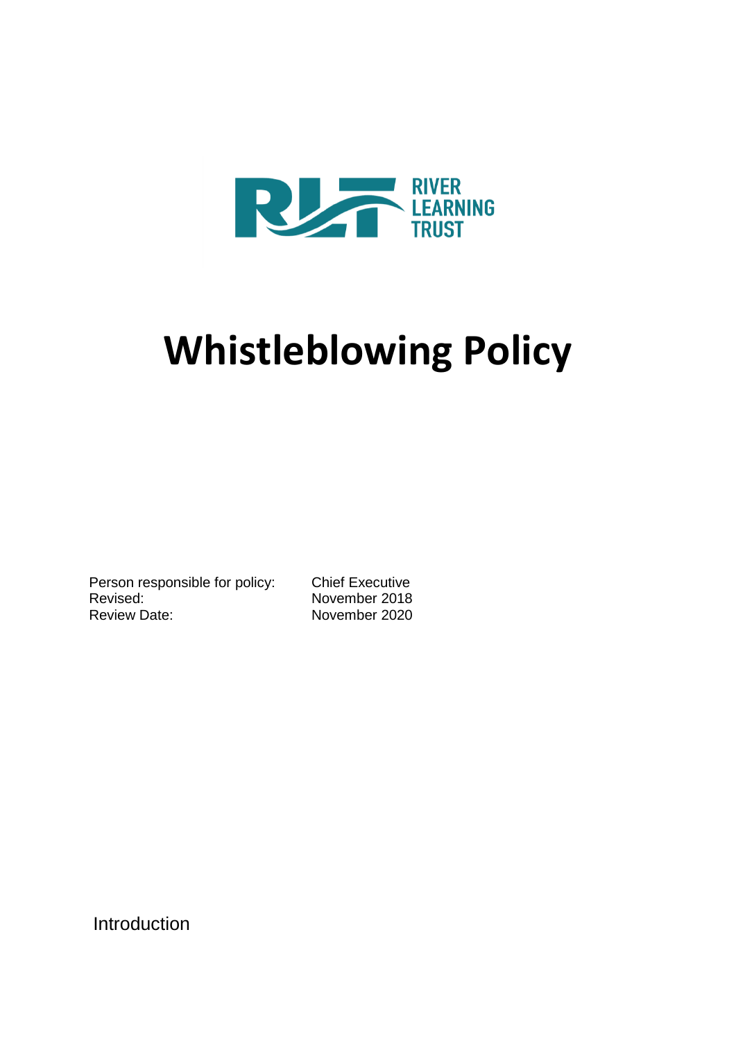RIVER LEARNING TRUST

# Whistleblowing Policy

| | |
|---|---|
| Person responsible for policy: | Chief Executive |
| Revised: | November 2018 |
| Review Date: | November 2020 |

## Introduction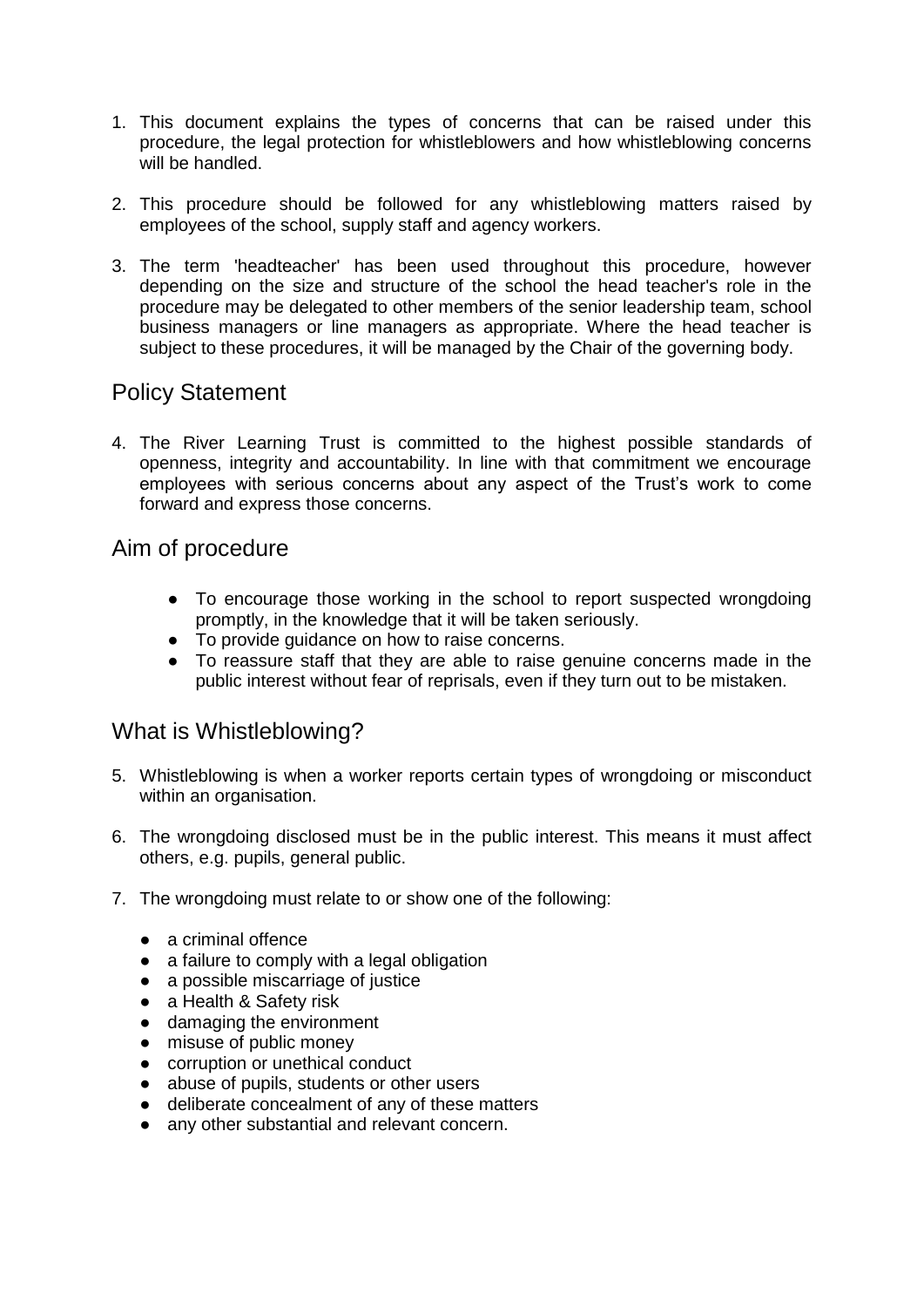1. This document explains the types of concerns that can be raised under this procedure, the legal protection for whistleblowers and how whistleblowing concerns will be handled.

2. This procedure should be followed for any whistleblowing matters raised by employees of the school, supply staff and agency workers.

3. The term 'headteacher' has been used throughout this procedure, however depending on the size and structure of the school the head teacher's role in the procedure may be delegated to other members of the senior leadership team, school business managers or line managers as appropriate. Where the head teacher is subject to these procedures, it will be managed by the Chair of the governing body.

## Policy Statement

4. The River Learning Trust is committed to the highest possible standards of openness, integrity and accountability. In line with that commitment we encourage employees with serious concerns about any aspect of the Trust's work to come forward and express those concerns.

## Aim of procedure

- To encourage those working in the school to report suspected wrongdoing promptly, in the knowledge that it will be taken seriously.
- To provide guidance on how to raise concerns.
- To reassure staff that they are able to raise genuine concerns made in the public interest without fear of reprisals, even if they turn out to be mistaken.

## What is Whistleblowing?

5. Whistleblowing is when a worker reports certain types of wrongdoing or misconduct within an organisation.

6. The wrongdoing disclosed must be in the public interest. This means it must affect others, e.g. pupils, general public.

7. The wrongdoing must relate to or show one of the following:

   - a criminal offence
   - a failure to comply with a legal obligation
   - a possible miscarriage of justice
   - a Health & Safety risk
   - damaging the environment
   - misuse of public money
   - corruption or unethical conduct
   - abuse of pupils, students or other users
   - deliberate concealment of any of these matters
   - any other substantial and relevant concern.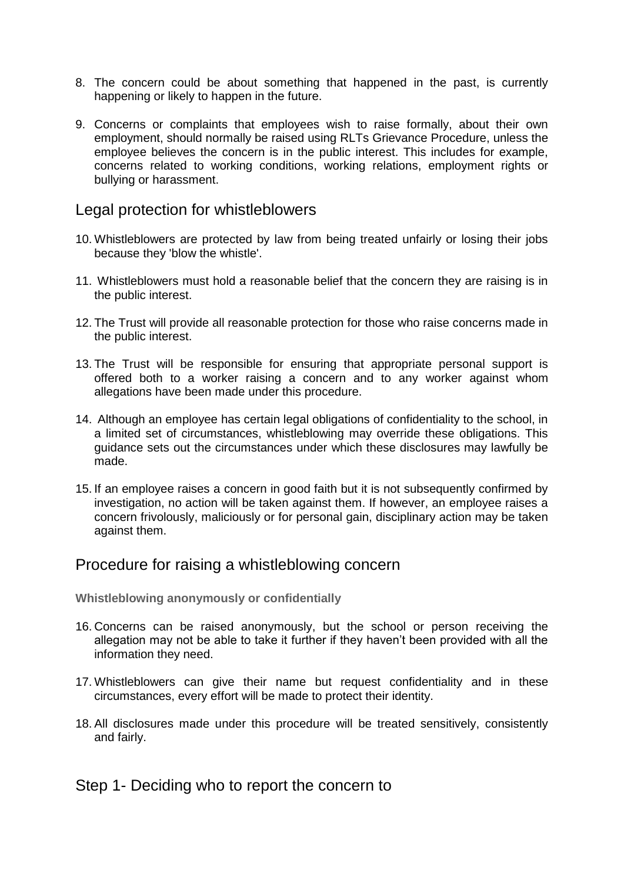8. The concern could be about something that happened in the past, is currently happening or likely to happen in the future.

9. Concerns or complaints that employees wish to raise formally, about their own employment, should normally be raised using RLTs Grievance Procedure, unless the employee believes the concern is in the public interest. This includes for example, concerns related to working conditions, working relations, employment rights or bullying or harassment.

## Legal protection for whistleblowers

10. Whistleblowers are protected by law from being treated unfairly or losing their jobs because they 'blow the whistle'.

11. Whistleblowers must hold a reasonable belief that the concern they are raising is in the public interest.

12. The Trust will provide all reasonable protection for those who raise concerns made in the public interest.

13. The Trust will be responsible for ensuring that appropriate personal support is offered both to a worker raising a concern and to any worker against whom allegations have been made under this procedure.

14. Although an employee has certain legal obligations of confidentiality to the school, in a limited set of circumstances, whistleblowing may override these obligations. This guidance sets out the circumstances under which these disclosures may lawfully be made.

15. If an employee raises a concern in good faith but it is not subsequently confirmed by investigation, no action will be taken against them. If however, an employee raises a concern frivolously, maliciously or for personal gain, disciplinary action may be taken against them.

## Procedure for raising a whistleblowing concern

**Whistleblowing anonymously or confidentially**

16. Concerns can be raised anonymously, but the school or person receiving the allegation may not be able to take it further if they haven't been provided with all the information they need.

17. Whistleblowers can give their name but request confidentiality and in these circumstances, every effort will be made to protect their identity.

18. All disclosures made under this procedure will be treated sensitively, consistently and fairly.

## Step 1- Deciding who to report the concern to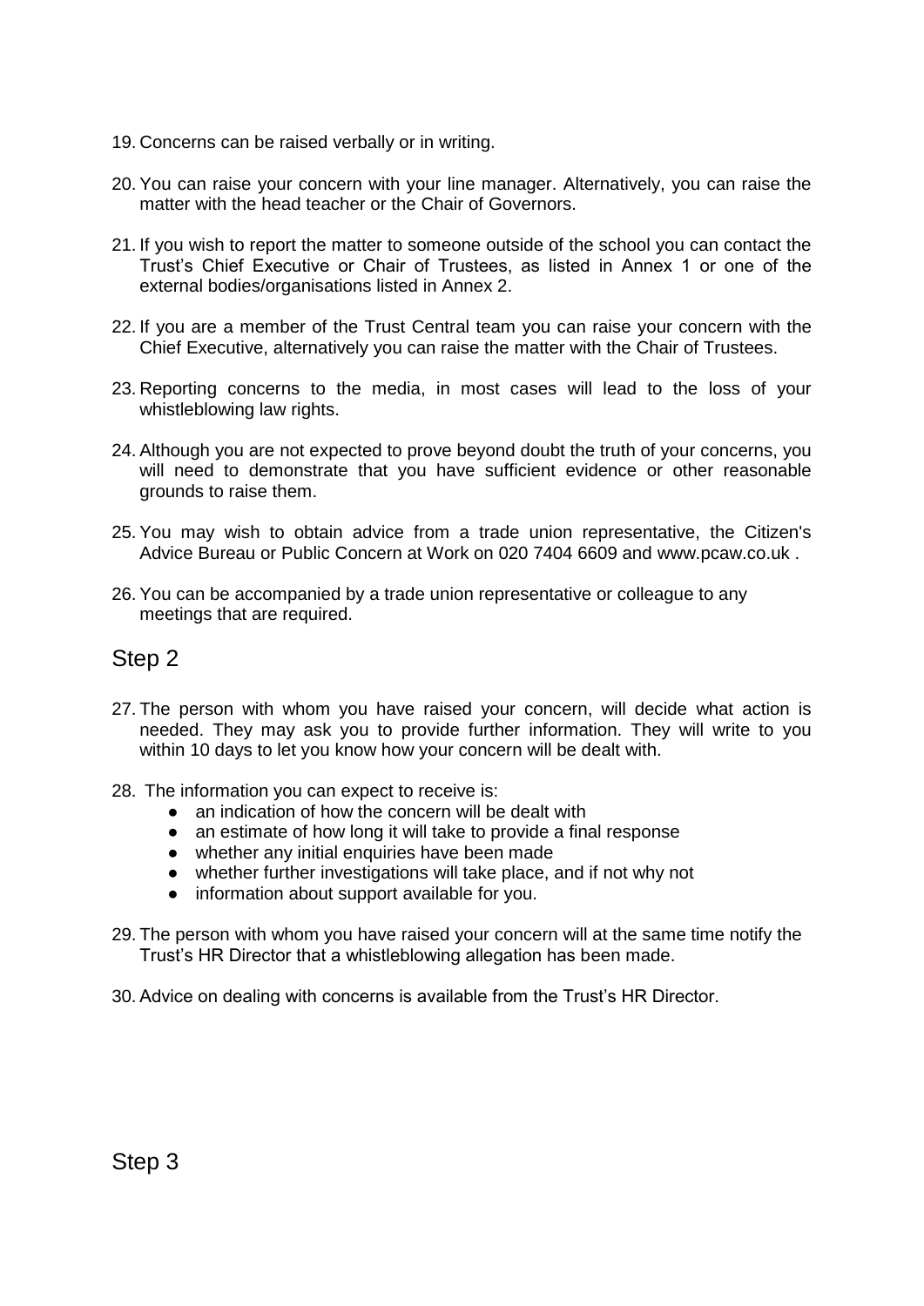19. Concerns can be raised verbally or in writing.

20. You can raise your concern with your line manager. Alternatively, you can raise the matter with the head teacher or the Chair of Governors.

21. If you wish to report the matter to someone outside of the school you can contact the Trust's Chief Executive or Chair of Trustees, as listed in Annex 1 or one of the external bodies/organisations listed in Annex 2.

22. If you are a member of the Trust Central team you can raise your concern with the Chief Executive, alternatively you can raise the matter with the Chair of Trustees.

23. Reporting concerns to the media, in most cases will lead to the loss of your whistleblowing law rights.

24. Although you are not expected to prove beyond doubt the truth of your concerns, you will need to demonstrate that you have sufficient evidence or other reasonable grounds to raise them.

25. You may wish to obtain advice from a trade union representative, the Citizen's Advice Bureau or Public Concern at Work on 020 7404 6609 and www.pcaw.co.uk .

26. You can be accompanied by a trade union representative or colleague to any meetings that are required.

## Step 2

27. The person with whom you have raised your concern, will decide what action is needed. They may ask you to provide further information. They will write to you within 10 days to let you know how your concern will be dealt with.

28. The information you can expect to receive is:
    - an indication of how the concern will be dealt with
    - an estimate of how long it will take to provide a final response
    - whether any initial enquiries have been made
    - whether further investigations will take place, and if not why not
    - information about support available for you.

29. The person with whom you have raised your concern will at the same time notify the Trust's HR Director that a whistleblowing allegation has been made.

30. Advice on dealing with concerns is available from the Trust's HR Director.

## Step 3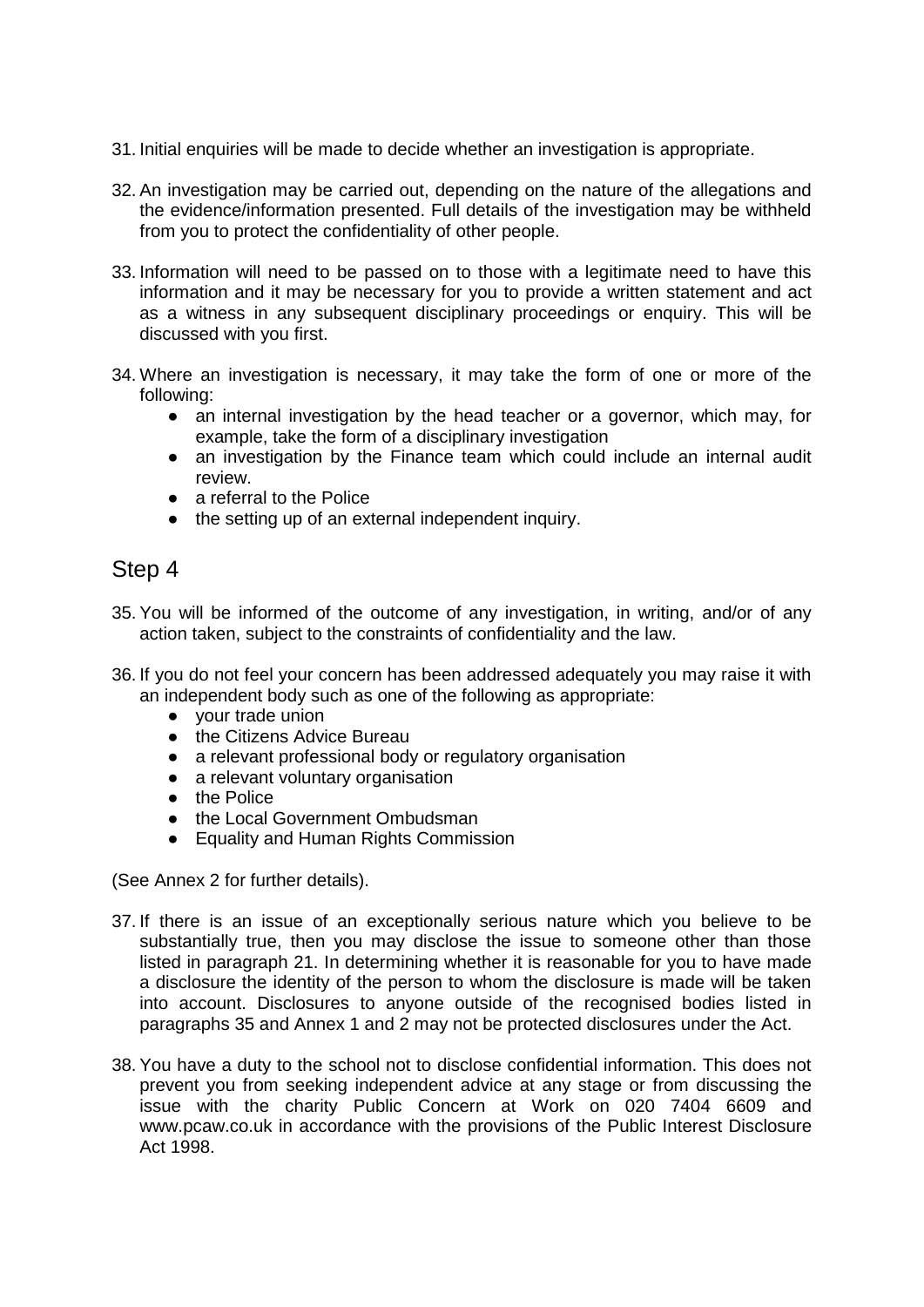31. Initial enquiries will be made to decide whether an investigation is appropriate.

32. An investigation may be carried out, depending on the nature of the allegations and the evidence/information presented. Full details of the investigation may be withheld from you to protect the confidentiality of other people.

33. Information will need to be passed on to those with a legitimate need to have this information and it may be necessary for you to provide a written statement and act as a witness in any subsequent disciplinary proceedings or enquiry. This will be discussed with you first.

34. Where an investigation is necessary, it may take the form of one or more of the following:
    - an internal investigation by the head teacher or a governor, which may, for example, take the form of a disciplinary investigation
    - an investigation by the Finance team which could include an internal audit review.
    - a referral to the Police
    - the setting up of an external independent inquiry.

## Step 4

35. You will be informed of the outcome of any investigation, in writing, and/or of any action taken, subject to the constraints of confidentiality and the law.

36. If you do not feel your concern has been addressed adequately you may raise it with an independent body such as one of the following as appropriate:
    - your trade union
    - the Citizens Advice Bureau
    - a relevant professional body or regulatory organisation
    - a relevant voluntary organisation
    - the Police
    - the Local Government Ombudsman
    - Equality and Human Rights Commission

(See Annex 2 for further details).

37. If there is an issue of an exceptionally serious nature which you believe to be substantially true, then you may disclose the issue to someone other than those listed in paragraph 21. In determining whether it is reasonable for you to have made a disclosure the identity of the person to whom the disclosure is made will be taken into account. Disclosures to anyone outside of the recognised bodies listed in paragraphs 35 and Annex 1 and 2 may not be protected disclosures under the Act.

38. You have a duty to the school not to disclose confidential information. This does not prevent you from seeking independent advice at any stage or from discussing the issue with the charity Public Concern at Work on 020 7404 6609 and www.pcaw.co.uk in accordance with the provisions of the Public Interest Disclosure Act 1998.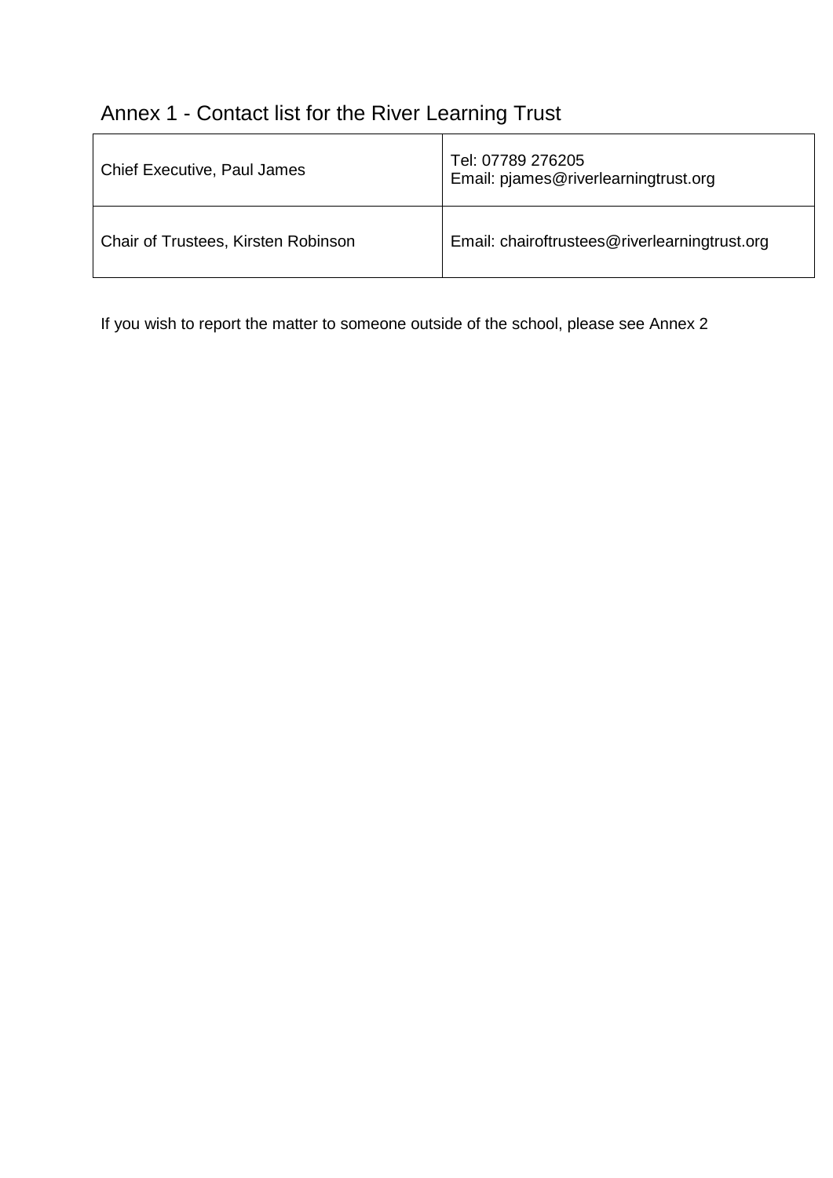## Annex 1 - Contact list for the River Learning Trust

| | |
|---|---|
| Chief Executive, Paul James | Tel: 07789 276205<br>Email: pjames@riverlearningtrust.org |
| Chair of Trustees, Kirsten Robinson | Email: chairoftrustees@riverlearningtrust.org |

If you wish to report the matter to someone outside of the school, please see Annex 2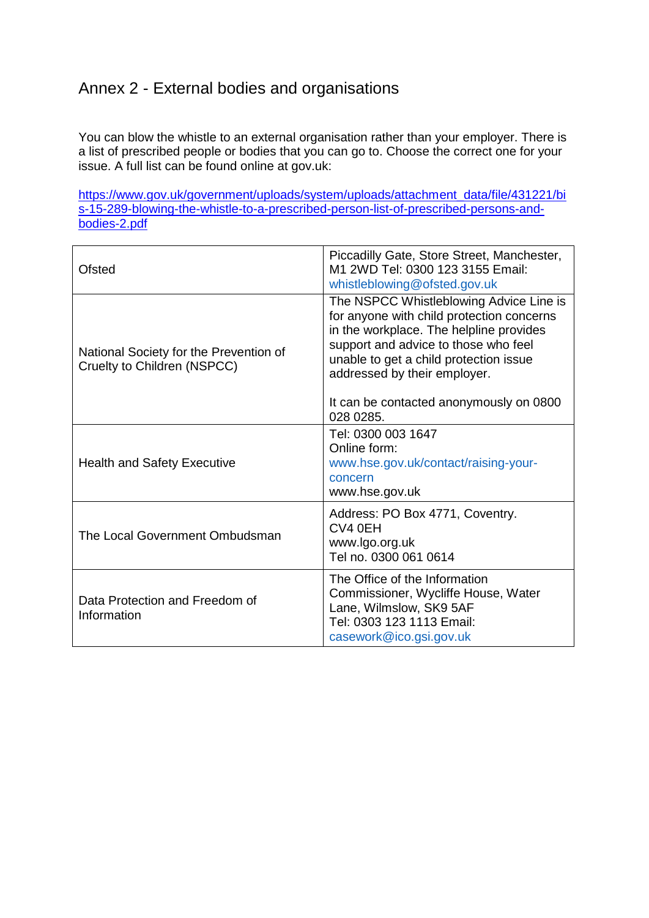# Annex 2 - External bodies and organisations

You can blow the whistle to an external organisation rather than your employer. There is a list of prescribed people or bodies that you can go to. Choose the correct one for your issue. A full list can be found online at gov.uk:

https://www.gov.uk/government/uploads/system/uploads/attachment_data/file/431221/bis-15-289-blowing-the-whistle-to-a-prescribed-person-list-of-prescribed-persons-and-bodies-2.pdf

| | |
|---|---|
| Ofsted | Piccadilly Gate, Store Street, Manchester, M1 2WD Tel: 0300 123 3155 Email: whistleblowing@ofsted.gov.uk |
| National Society for the Prevention of Cruelty to Children (NSPCC) | The NSPCC Whistleblowing Advice Line is for anyone with child protection concerns in the workplace. The helpline provides support and advice to those who feel unable to get a child protection issue addressed by their employer.<br><br>It can be contacted anonymously on 0800 028 0285. |
| Health and Safety Executive | Tel: 0300 003 1647<br>Online form: www.hse.gov.uk/contact/raising-your-concern<br>www.hse.gov.uk |
| The Local Government Ombudsman | Address: PO Box 4771, Coventry. CV4 0EH<br>www.lgo.org.uk<br>Tel no. 0300 061 0614 |
| Data Protection and Freedom of Information | The Office of the Information Commissioner, Wycliffe House, Water Lane, Wilmslow, SK9 5AF<br>Tel: 0303 123 1113 Email: casework@ico.gsi.gov.uk |